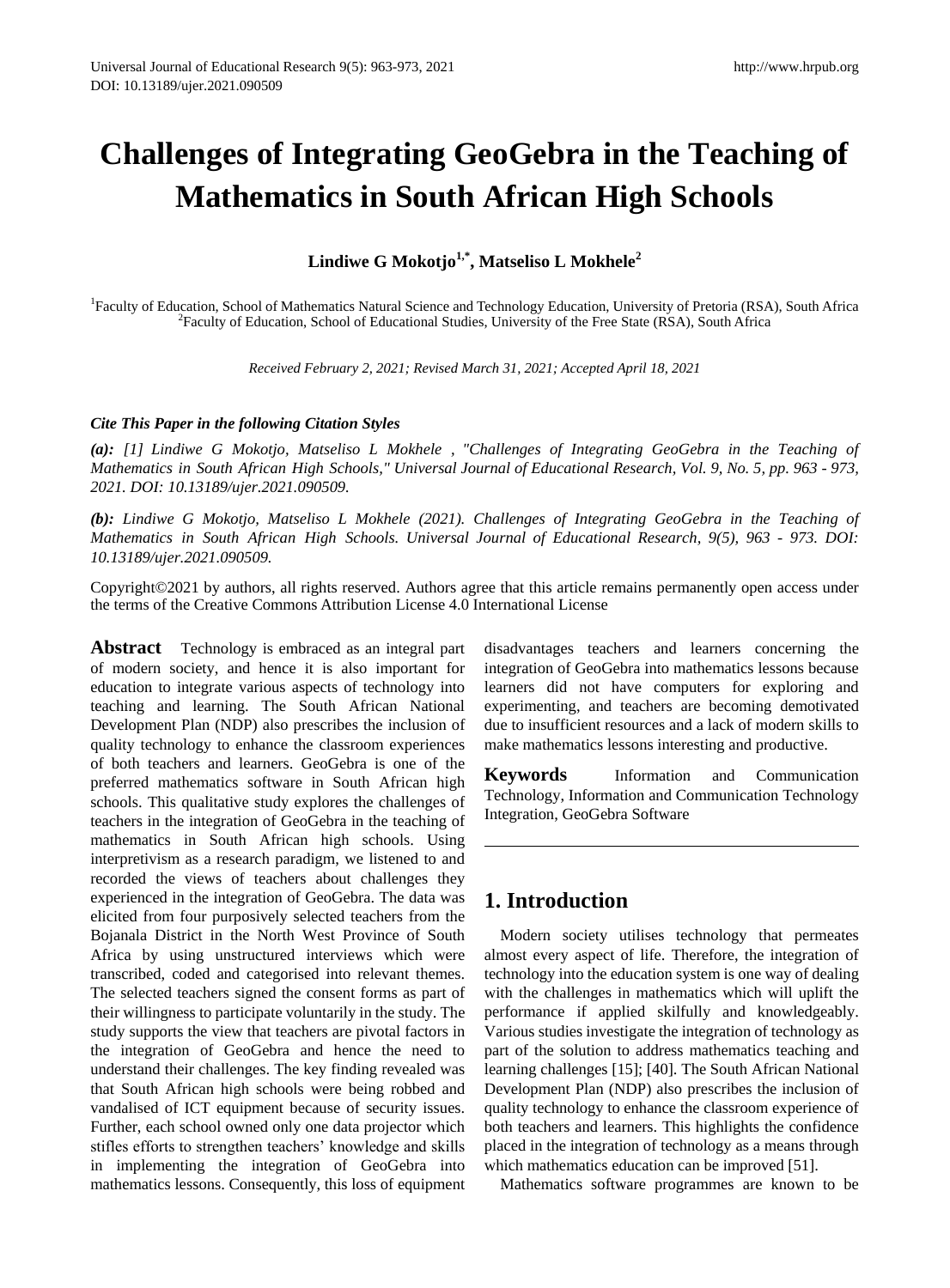# Challenges of Integrating GeoGebra in the Teaching of Mathematics in South African High Schools

**Lindiwe G Mokotjo[1,*], Matseliso L Mokhele[2]**

[1]Faculty of Education, School of Mathematics Natural Science and Technology Education, University of Pretoria (RSA), South Africa
[2]Faculty of Education, School of Educational Studies, University of the Free State (RSA), South Africa

*Received February 2, 2021; Revised March 31, 2021; Accepted April 18, 2021*

***Cite This Paper in the following Citation Styles***

***(a):*** *[1] Lindiwe G Mokotjo, Matseliso L Mokhele , "Challenges of Integrating GeoGebra in the Teaching of Mathematics in South African High Schools," Universal Journal of Educational Research, Vol. 9, No. 5, pp. 963 - 973, 2021. DOI: 10.13189/ujer.2021.090509.*

***(b):*** *Lindiwe G Mokotjo, Matseliso L Mokhele (2021). Challenges of Integrating GeoGebra in the Teaching of Mathematics in South African High Schools. Universal Journal of Educational Research, 9(5), 963 - 973. DOI: 10.13189/ujer.2021.090509.*

Copyright©2021 by authors, all rights reserved. Authors agree that this article remains permanently open access under the terms of the Creative Commons Attribution License 4.0 International License

**Abstract** Technology is embraced as an integral part of modern society, and hence it is also important for education to integrate various aspects of technology into teaching and learning. The South African National Development Plan (NDP) also prescribes the inclusion of quality technology to enhance the classroom experiences of both teachers and learners. GeoGebra is one of the preferred mathematics software in South African high schools. This qualitative study explores the challenges of teachers in the integration of GeoGebra in the teaching of mathematics in South African high schools. Using interpretivism as a research paradigm, we listened to and recorded the views of teachers about challenges they experienced in the integration of GeoGebra. The data was elicited from four purposively selected teachers from the Bojanala District in the North West Province of South Africa by using unstructured interviews which were transcribed, coded and categorised into relevant themes. The selected teachers signed the consent forms as part of their willingness to participate voluntarily in the study. The study supports the view that teachers are pivotal factors in the integration of GeoGebra and hence the need to understand their challenges. The key finding revealed was that South African high schools were being robbed and vandalised of ICT equipment because of security issues. Further, each school owned only one data projector which stifles efforts to strengthen teachers' knowledge and skills in implementing the integration of GeoGebra into mathematics lessons. Consequently, this loss of equipment disadvantages teachers and learners concerning the integration of GeoGebra into mathematics lessons because learners did not have computers for exploring and experimenting, and teachers are becoming demotivated due to insufficient resources and a lack of modern skills to make mathematics lessons interesting and productive.

**Keywords** Information and Communication Technology, Information and Communication Technology Integration, GeoGebra Software

## 1. Introduction

Modern society utilises technology that permeates almost every aspect of life. Therefore, the integration of technology into the education system is one way of dealing with the challenges in mathematics which will uplift the performance if applied skilfully and knowledgeably. Various studies investigate the integration of technology as part of the solution to address mathematics teaching and learning challenges [15]; [40]. The South African National Development Plan (NDP) also prescribes the inclusion of quality technology to enhance the classroom experience of both teachers and learners. This highlights the confidence placed in the integration of technology as a means through which mathematics education can be improved [51].

Mathematics software programmes are known to be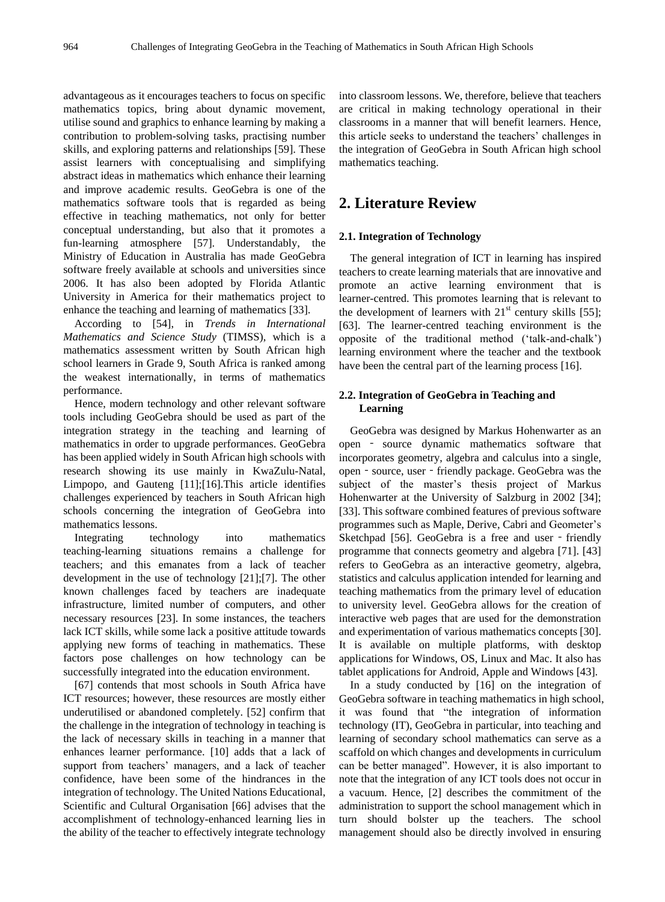advantageous as it encourages teachers to focus on specific mathematics topics, bring about dynamic movement, utilise sound and graphics to enhance learning by making a contribution to problem-solving tasks, practising number skills, and exploring patterns and relationships [59]. These assist learners with conceptualising and simplifying abstract ideas in mathematics which enhance their learning and improve academic results. GeoGebra is one of the mathematics software tools that is regarded as being effective in teaching mathematics, not only for better conceptual understanding, but also that it promotes a fun-learning atmosphere [57]. Understandably, the Ministry of Education in Australia has made GeoGebra software freely available at schools and universities since 2006. It has also been adopted by Florida Atlantic University in America for their mathematics project to enhance the teaching and learning of mathematics [33].

According to [54], in *Trends in International Mathematics and Science Study* (TIMSS), which is a mathematics assessment written by South African high school learners in Grade 9, South Africa is ranked among the weakest internationally, in terms of mathematics performance.

Hence, modern technology and other relevant software tools including GeoGebra should be used as part of the integration strategy in the teaching and learning of mathematics in order to upgrade performances. GeoGebra has been applied widely in South African high schools with research showing its use mainly in KwaZulu-Natal, Limpopo, and Gauteng [11];[16].This article identifies challenges experienced by teachers in South African high schools concerning the integration of GeoGebra into mathematics lessons.

Integrating technology into mathematics teaching-learning situations remains a challenge for teachers; and this emanates from a lack of teacher development in the use of technology [21];[7]. The other known challenges faced by teachers are inadequate infrastructure, limited number of computers, and other necessary resources [23]. In some instances, the teachers lack ICT skills, while some lack a positive attitude towards applying new forms of teaching in mathematics. These factors pose challenges on how technology can be successfully integrated into the education environment.

[67] contends that most schools in South Africa have ICT resources; however, these resources are mostly either underutilised or abandoned completely. [52] confirm that the challenge in the integration of technology in teaching is the lack of necessary skills in teaching in a manner that enhances learner performance. [10] adds that a lack of support from teachers' managers, and a lack of teacher confidence, have been some of the hindrances in the integration of technology. The United Nations Educational, Scientific and Cultural Organisation [66] advises that the accomplishment of technology-enhanced learning lies in the ability of the teacher to effectively integrate technology into classroom lessons. We, therefore, believe that teachers are critical in making technology operational in their classrooms in a manner that will benefit learners. Hence, this article seeks to understand the teachers' challenges in the integration of GeoGebra in South African high school mathematics teaching.

## 2. Literature Review

### 2.1. Integration of Technology

The general integration of ICT in learning has inspired teachers to create learning materials that are innovative and promote an active learning environment that is learner-centred. This promotes learning that is relevant to the development of learners with 21st century skills [55]; [63]. The learner-centred teaching environment is the opposite of the traditional method ('talk-and-chalk') learning environment where the teacher and the textbook have been the central part of the learning process [16].

### 2.2. Integration of GeoGebra in Teaching and Learning

GeoGebra was designed by Markus Hohenwarter as an open - source dynamic mathematics software that incorporates geometry, algebra and calculus into a single, open - source, user - friendly package. GeoGebra was the subject of the master's thesis project of Markus Hohenwarter at the University of Salzburg in 2002 [34]; [33]. This software combined features of previous software programmes such as Maple, Derive, Cabri and Geometer's Sketchpad [56]. GeoGebra is a free and user - friendly programme that connects geometry and algebra [71]. [43] refers to GeoGebra as an interactive geometry, algebra, statistics and calculus application intended for learning and teaching mathematics from the primary level of education to university level. GeoGebra allows for the creation of interactive web pages that are used for the demonstration and experimentation of various mathematics concepts [30]. It is available on multiple platforms, with desktop applications for Windows, OS, Linux and Mac. It also has tablet applications for Android, Apple and Windows [43].

In a study conducted by [16] on the integration of GeoGebra software in teaching mathematics in high school, it was found that "the integration of information technology (IT), GeoGebra in particular, into teaching and learning of secondary school mathematics can serve as a scaffold on which changes and developments in curriculum can be better managed". However, it is also important to note that the integration of any ICT tools does not occur in a vacuum. Hence, [2] describes the commitment of the administration to support the school management which in turn should bolster up the teachers. The school management should also be directly involved in ensuring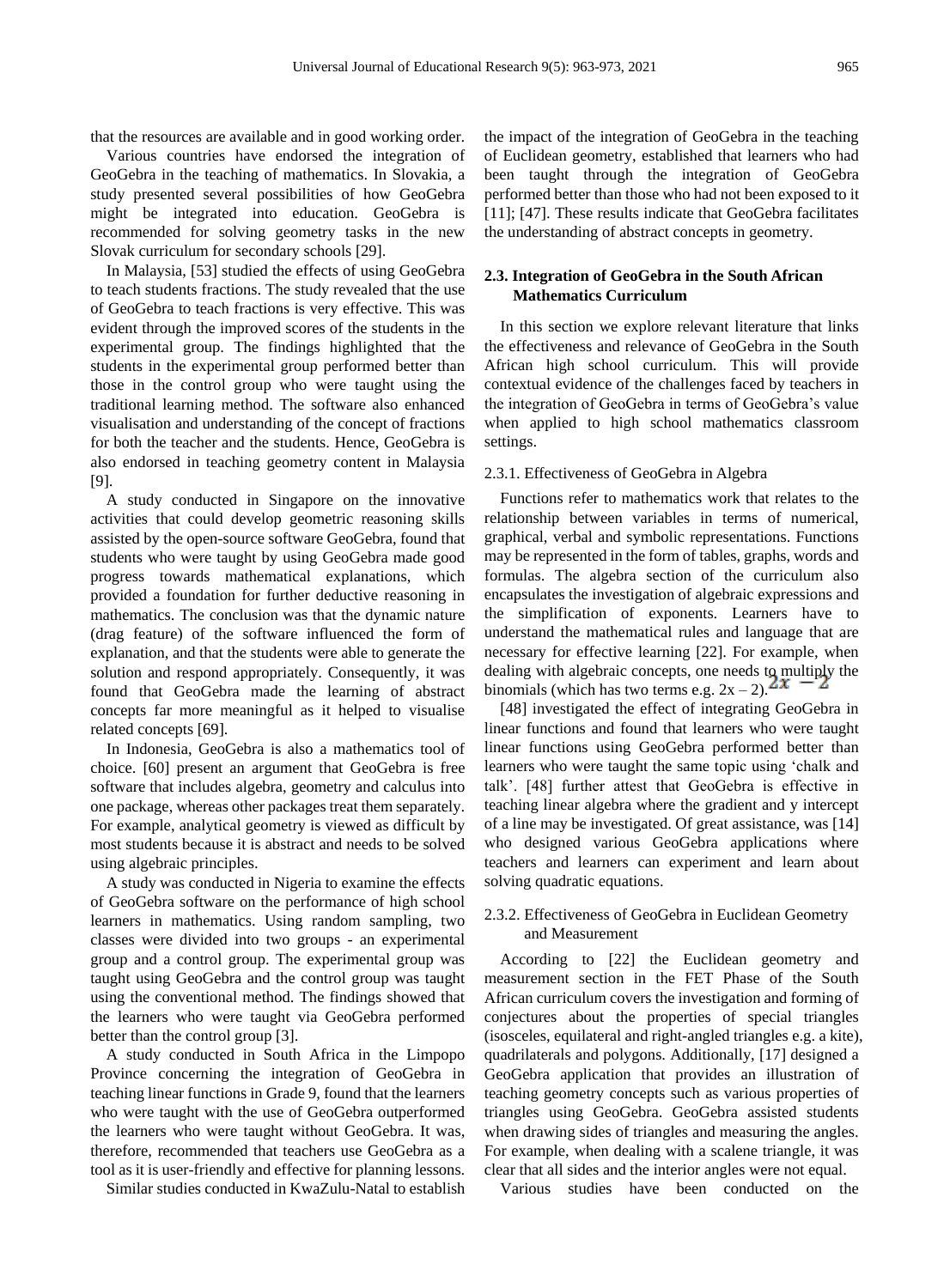that the resources are available and in good working order.

Various countries have endorsed the integration of GeoGebra in the teaching of mathematics. In Slovakia, a study presented several possibilities of how GeoGebra might be integrated into education. GeoGebra is recommended for solving geometry tasks in the new Slovak curriculum for secondary schools [29].

In Malaysia, [53] studied the effects of using GeoGebra to teach students fractions. The study revealed that the use of GeoGebra to teach fractions is very effective. This was evident through the improved scores of the students in the experimental group. The findings highlighted that the students in the experimental group performed better than those in the control group who were taught using the traditional learning method. The software also enhanced visualisation and understanding of the concept of fractions for both the teacher and the students. Hence, GeoGebra is also endorsed in teaching geometry content in Malaysia [9].

A study conducted in Singapore on the innovative activities that could develop geometric reasoning skills assisted by the open-source software GeoGebra, found that students who were taught by using GeoGebra made good progress towards mathematical explanations, which provided a foundation for further deductive reasoning in mathematics. The conclusion was that the dynamic nature (drag feature) of the software influenced the form of explanation, and that the students were able to generate the solution and respond appropriately. Consequently, it was found that GeoGebra made the learning of abstract concepts far more meaningful as it helped to visualise related concepts [69].

In Indonesia, GeoGebra is also a mathematics tool of choice. [60] present an argument that GeoGebra is free software that includes algebra, geometry and calculus into one package, whereas other packages treat them separately. For example, analytical geometry is viewed as difficult by most students because it is abstract and needs to be solved using algebraic principles.

A study was conducted in Nigeria to examine the effects of GeoGebra software on the performance of high school learners in mathematics. Using random sampling, two classes were divided into two groups - an experimental group and a control group. The experimental group was taught using GeoGebra and the control group was taught using the conventional method. The findings showed that the learners who were taught via GeoGebra performed better than the control group [3].

A study conducted in South Africa in the Limpopo Province concerning the integration of GeoGebra in teaching linear functions in Grade 9, found that the learners who were taught with the use of GeoGebra outperformed the learners who were taught without GeoGebra. It was, therefore, recommended that teachers use GeoGebra as a tool as it is user-friendly and effective for planning lessons.

Similar studies conducted in KwaZulu-Natal to establish the impact of the integration of GeoGebra in the teaching of Euclidean geometry, established that learners who had been taught through the integration of GeoGebra performed better than those who had not been exposed to it [11]; [47]. These results indicate that GeoGebra facilitates the understanding of abstract concepts in geometry.

### 2.3. Integration of GeoGebra in the South African Mathematics Curriculum

In this section we explore relevant literature that links the effectiveness and relevance of GeoGebra in the South African high school curriculum. This will provide contextual evidence of the challenges faced by teachers in the integration of GeoGebra in terms of GeoGebra's value when applied to high school mathematics classroom settings.

#### 2.3.1. Effectiveness of GeoGebra in Algebra

Functions refer to mathematics work that relates to the relationship between variables in terms of numerical, graphical, verbal and symbolic representations. Functions may be represented in the form of tables, graphs, words and formulas. The algebra section of the curriculum also encapsulates the investigation of algebraic expressions and the simplification of exponents. Learners have to understand the mathematical rules and language that are necessary for effective learning [22]. For example, when dealing with algebraic concepts, one needs to multiply the binomials (which has two terms e.g. $2x - 2$). $2x - 2$

[48] investigated the effect of integrating GeoGebra in linear functions and found that learners who were taught linear functions using GeoGebra performed better than learners who were taught the same topic using 'chalk and talk'. [48] further attest that GeoGebra is effective in teaching linear algebra where the gradient and y intercept of a line may be investigated. Of great assistance, was [14] who designed various GeoGebra applications where teachers and learners can experiment and learn about solving quadratic equations.

#### 2.3.2. Effectiveness of GeoGebra in Euclidean Geometry and Measurement

According to [22] the Euclidean geometry and measurement section in the FET Phase of the South African curriculum covers the investigation and forming of conjectures about the properties of special triangles (isosceles, equilateral and right-angled triangles e.g. a kite), quadrilaterals and polygons. Additionally, [17] designed a GeoGebra application that provides an illustration of teaching geometry concepts such as various properties of triangles using GeoGebra. GeoGebra assisted students when drawing sides of triangles and measuring the angles. For example, when dealing with a scalene triangle, it was clear that all sides and the interior angles were not equal.

Various studies have been conducted on the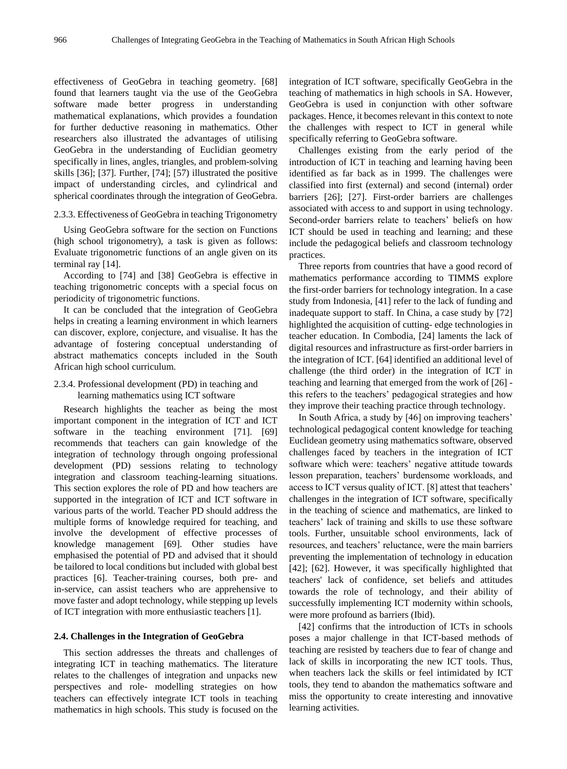effectiveness of GeoGebra in teaching geometry. [68] found that learners taught via the use of the GeoGebra software made better progress in understanding mathematical explanations, which provides a foundation for further deductive reasoning in mathematics. Other researchers also illustrated the advantages of utilising GeoGebra in the understanding of Euclidian geometry specifically in lines, angles, triangles, and problem-solving skills [36]; [37]. Further, [74]; [57) illustrated the positive impact of understanding circles, and cylindrical and spherical coordinates through the integration of GeoGebra.

#### 2.3.3. Effectiveness of GeoGebra in teaching Trigonometry

Using GeoGebra software for the section on Functions (high school trigonometry), a task is given as follows: Evaluate trigonometric functions of an angle given on its terminal ray [14].

According to [74] and [38] GeoGebra is effective in teaching trigonometric concepts with a special focus on periodicity of trigonometric functions.

It can be concluded that the integration of GeoGebra helps in creating a learning environment in which learners can discover, explore, conjecture, and visualise. It has the advantage of fostering conceptual understanding of abstract mathematics concepts included in the South African high school curriculum.

#### 2.3.4. Professional development (PD) in teaching and learning mathematics using ICT software

Research highlights the teacher as being the most important component in the integration of ICT and ICT software in the teaching environment [71]. [69] recommends that teachers can gain knowledge of the integration of technology through ongoing professional development (PD) sessions relating to technology integration and classroom teaching-learning situations. This section explores the role of PD and how teachers are supported in the integration of ICT and ICT software in various parts of the world. Teacher PD should address the multiple forms of knowledge required for teaching, and involve the development of effective processes of knowledge management [69]. Other studies have emphasised the potential of PD and advised that it should be tailored to local conditions but included with global best practices [6]. Teacher-training courses, both pre- and in-service, can assist teachers who are apprehensive to move faster and adopt technology, while stepping up levels of ICT integration with more enthusiastic teachers [1].

### 2.4. Challenges in the Integration of GeoGebra

This section addresses the threats and challenges of integrating ICT in teaching mathematics. The literature relates to the challenges of integration and unpacks new perspectives and role- modelling strategies on how teachers can effectively integrate ICT tools in teaching mathematics in high schools. This study is focused on the integration of ICT software, specifically GeoGebra in the teaching of mathematics in high schools in SA. However, GeoGebra is used in conjunction with other software packages. Hence, it becomes relevant in this context to note the challenges with respect to ICT in general while specifically referring to GeoGebra software.

Challenges existing from the early period of the introduction of ICT in teaching and learning having been identified as far back as in 1999. The challenges were classified into first (external) and second (internal) order barriers [26]; [27]. First-order barriers are challenges associated with access to and support in using technology. Second-order barriers relate to teachers' beliefs on how ICT should be used in teaching and learning; and these include the pedagogical beliefs and classroom technology practices.

Three reports from countries that have a good record of mathematics performance according to TIMMS explore the first-order barriers for technology integration. In a case study from Indonesia, [41] refer to the lack of funding and inadequate support to staff. In China, a case study by [72] highlighted the acquisition of cutting- edge technologies in teacher education. In Combodia, [24] laments the lack of digital resources and infrastructure as first-order barriers in the integration of ICT. [64] identified an additional level of challenge (the third order) in the integration of ICT in teaching and learning that emerged from the work of [26] - this refers to the teachers' pedagogical strategies and how they improve their teaching practice through technology.

In South Africa, a study by [46] on improving teachers' technological pedagogical content knowledge for teaching Euclidean geometry using mathematics software, observed challenges faced by teachers in the integration of ICT software which were: teachers' negative attitude towards lesson preparation, teachers' burdensome workloads, and access to ICT versus quality of ICT. [8] attest that teachers' challenges in the integration of ICT software, specifically in the teaching of science and mathematics, are linked to teachers' lack of training and skills to use these software tools. Further, unsuitable school environments, lack of resources, and teachers' reluctance, were the main barriers preventing the implementation of technology in education [42]; [62]. However, it was specifically highlighted that teachers' lack of confidence, set beliefs and attitudes towards the role of technology, and their ability of successfully implementing ICT modernity within schools, were more profound as barriers (Ibid).

[42] confirms that the introduction of ICTs in schools poses a major challenge in that ICT-based methods of teaching are resisted by teachers due to fear of change and lack of skills in incorporating the new ICT tools. Thus, when teachers lack the skills or feel intimidated by ICT tools, they tend to abandon the mathematics software and miss the opportunity to create interesting and innovative learning activities.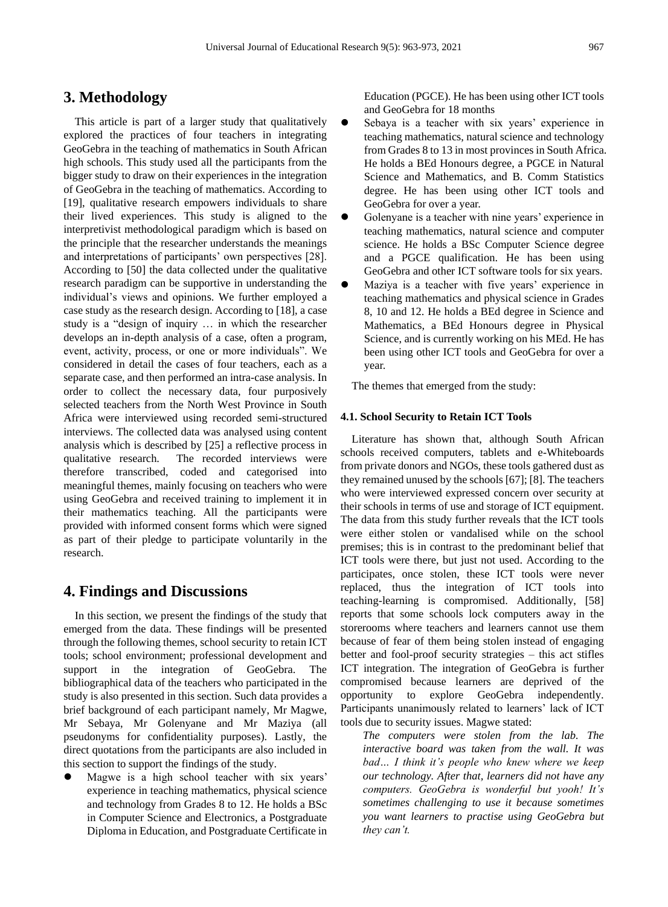## 3. Methodology

This article is part of a larger study that qualitatively explored the practices of four teachers in integrating GeoGebra in the teaching of mathematics in South African high schools. This study used all the participants from the bigger study to draw on their experiences in the integration of GeoGebra in the teaching of mathematics. According to [19], qualitative research empowers individuals to share their lived experiences. This study is aligned to the interpretivist methodological paradigm which is based on the principle that the researcher understands the meanings and interpretations of participants' own perspectives [28]. According to [50] the data collected under the qualitative research paradigm can be supportive in understanding the individual's views and opinions. We further employed a case study as the research design. According to [18], a case study is a "design of inquiry … in which the researcher develops an in-depth analysis of a case, often a program, event, activity, process, or one or more individuals". We considered in detail the cases of four teachers, each as a separate case, and then performed an intra-case analysis. In order to collect the necessary data, four purposively selected teachers from the North West Province in South Africa were interviewed using recorded semi-structured interviews. The collected data was analysed using content analysis which is described by [25] a reflective process in qualitative research. The recorded interviews were therefore transcribed, coded and categorised into meaningful themes, mainly focusing on teachers who were using GeoGebra and received training to implement it in their mathematics teaching. All the participants were provided with informed consent forms which were signed as part of their pledge to participate voluntarily in the research.

## 4. Findings and Discussions

In this section, we present the findings of the study that emerged from the data. These findings will be presented through the following themes, school security to retain ICT tools; school environment; professional development and support in the integration of GeoGebra. The bibliographical data of the teachers who participated in the study is also presented in this section. Such data provides a brief background of each participant namely, Mr Magwe, Mr Sebaya, Mr Golenyane and Mr Maziya (all pseudonyms for confidentiality purposes). Lastly, the direct quotations from the participants are also included in this section to support the findings of the study.

- Magwe is a high school teacher with six years' experience in teaching mathematics, physical science and technology from Grades 8 to 12. He holds a BSc in Computer Science and Electronics, a Postgraduate Diploma in Education, and Postgraduate Certificate in Education (PGCE). He has been using other ICT tools and GeoGebra for 18 months
- Sebaya is a teacher with six years' experience in teaching mathematics, natural science and technology from Grades 8 to 13 in most provinces in South Africa. He holds a BEd Honours degree, a PGCE in Natural Science and Mathematics, and B. Comm Statistics degree. He has been using other ICT tools and GeoGebra for over a year.
- Golenyane is a teacher with nine years' experience in teaching mathematics, natural science and computer science. He holds a BSc Computer Science degree and a PGCE qualification. He has been using GeoGebra and other ICT software tools for six years.
- Maziya is a teacher with five years' experience in teaching mathematics and physical science in Grades 8, 10 and 12. He holds a BEd degree in Science and Mathematics, a BEd Honours degree in Physical Science, and is currently working on his MEd. He has been using other ICT tools and GeoGebra for over a year.

The themes that emerged from the study:

### 4.1. School Security to Retain ICT Tools

Literature has shown that, although South African schools received computers, tablets and e-Whiteboards from private donors and NGOs, these tools gathered dust as they remained unused by the schools [67]; [8]. The teachers who were interviewed expressed concern over security at their schools in terms of use and storage of ICT equipment. The data from this study further reveals that the ICT tools were either stolen or vandalised while on the school premises; this is in contrast to the predominant belief that ICT tools were there, but just not used. According to the participates, once stolen, these ICT tools were never replaced, thus the integration of ICT tools into teaching-learning is compromised. Additionally, [58] reports that some schools lock computers away in the storerooms where teachers and learners cannot use them because of fear of them being stolen instead of engaging better and fool-proof security strategies – this act stifles ICT integration. The integration of GeoGebra is further compromised because learners are deprived of the opportunity to explore GeoGebra independently. Participants unanimously related to learners' lack of ICT tools due to security issues. Magwe stated:

> *The computers were stolen from the lab. The interactive board was taken from the wall. It was bad… I think it's people who knew where we keep our technology. After that, learners did not have any computers. GeoGebra is wonderful but yooh! It's sometimes challenging to use it because sometimes you want learners to practise using GeoGebra but they can't.*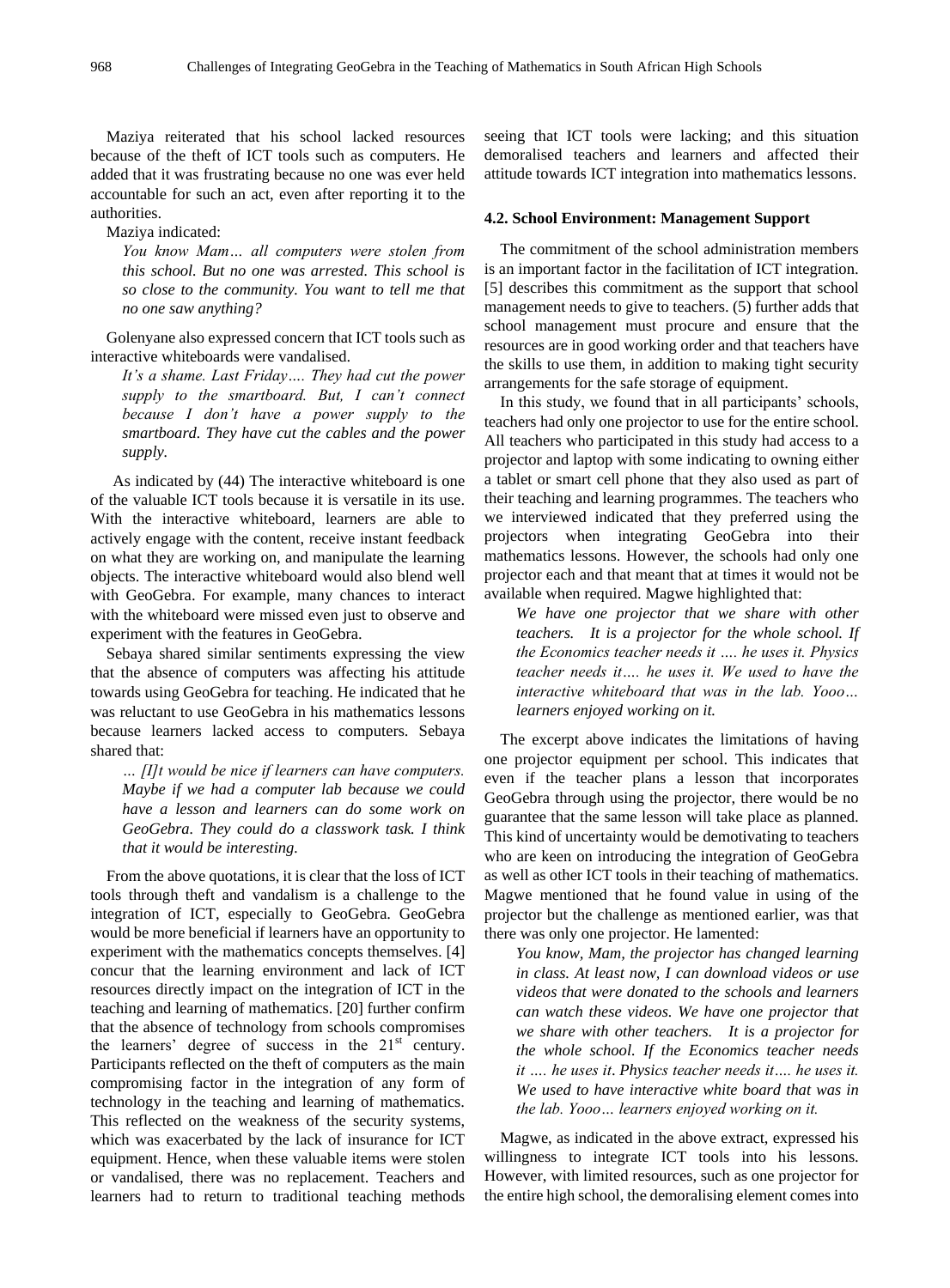Maziya reiterated that his school lacked resources because of the theft of ICT tools such as computers. He added that it was frustrating because no one was ever held accountable for such an act, even after reporting it to the authorities.

Maziya indicated:

> *You know Mam… all computers were stolen from this school. But no one was arrested. This school is so close to the community. You want to tell me that no one saw anything?*

Golenyane also expressed concern that ICT tools such as interactive whiteboards were vandalised.

> *It's a shame. Last Friday…. They had cut the power supply to the smartboard. But, I can't connect because I don't have a power supply to the smartboard. They have cut the cables and the power supply.*

As indicated by (44) The interactive whiteboard is one of the valuable ICT tools because it is versatile in its use. With the interactive whiteboard, learners are able to actively engage with the content, receive instant feedback on what they are working on, and manipulate the learning objects. The interactive whiteboard would also blend well with GeoGebra. For example, many chances to interact with the whiteboard were missed even just to observe and experiment with the features in GeoGebra.

Sebaya shared similar sentiments expressing the view that the absence of computers was affecting his attitude towards using GeoGebra for teaching. He indicated that he was reluctant to use GeoGebra in his mathematics lessons because learners lacked access to computers. Sebaya shared that:

> *… [I]t would be nice if learners can have computers. Maybe if we had a computer lab because we could have a lesson and learners can do some work on GeoGebra. They could do a classwork task. I think that it would be interesting.*

From the above quotations, it is clear that the loss of ICT tools through theft and vandalism is a challenge to the integration of ICT, especially to GeoGebra. GeoGebra would be more beneficial if learners have an opportunity to experiment with the mathematics concepts themselves. [4] concur that the learning environment and lack of ICT resources directly impact on the integration of ICT in the teaching and learning of mathematics. [20] further confirm that the absence of technology from schools compromises the learners' degree of success in the 21st century. Participants reflected on the theft of computers as the main compromising factor in the integration of any form of technology in the teaching and learning of mathematics. This reflected on the weakness of the security systems, which was exacerbated by the lack of insurance for ICT equipment. Hence, when these valuable items were stolen or vandalised, there was no replacement. Teachers and learners had to return to traditional teaching methods seeing that ICT tools were lacking; and this situation demoralised teachers and learners and affected their attitude towards ICT integration into mathematics lessons.

### 4.2. School Environment: Management Support

The commitment of the school administration members is an important factor in the facilitation of ICT integration. [5] describes this commitment as the support that school management needs to give to teachers. (5) further adds that school management must procure and ensure that the resources are in good working order and that teachers have the skills to use them, in addition to making tight security arrangements for the safe storage of equipment.

In this study, we found that in all participants' schools, teachers had only one projector to use for the entire school. All teachers who participated in this study had access to a projector and laptop with some indicating to owning either a tablet or smart cell phone that they also used as part of their teaching and learning programmes. The teachers who we interviewed indicated that they preferred using the projectors when integrating GeoGebra into their mathematics lessons. However, the schools had only one projector each and that meant that at times it would not be available when required. Magwe highlighted that:

> *We have one projector that we share with other teachers. It is a projector for the whole school. If the Economics teacher needs it …. he uses it. Physics teacher needs it…. he uses it. We used to have the interactive whiteboard that was in the lab. Yooo… learners enjoyed working on it.*

The excerpt above indicates the limitations of having one projector equipment per school. This indicates that even if the teacher plans a lesson that incorporates GeoGebra through using the projector, there would be no guarantee that the same lesson will take place as planned. This kind of uncertainty would be demotivating to teachers who are keen on introducing the integration of GeoGebra as well as other ICT tools in their teaching of mathematics. Magwe mentioned that he found value in using of the projector but the challenge as mentioned earlier, was that there was only one projector. He lamented:

> *You know, Mam, the projector has changed learning in class. At least now, I can download videos or use videos that were donated to the schools and learners can watch these videos. We have one projector that we share with other teachers. It is a projector for the whole school. If the Economics teacher needs it …. he uses it. Physics teacher needs it…. he uses it. We used to have interactive white board that was in the lab. Yooo… learners enjoyed working on it.*

Magwe, as indicated in the above extract, expressed his willingness to integrate ICT tools into his lessons. However, with limited resources, such as one projector for the entire high school, the demoralising element comes into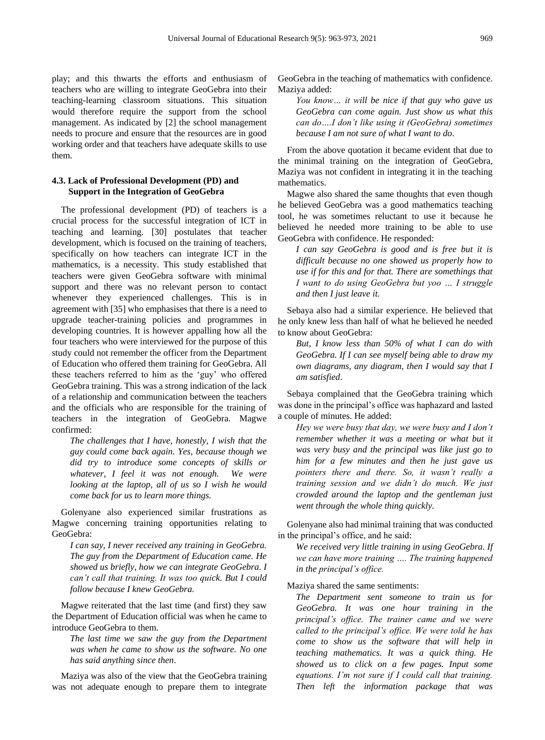play; and this thwarts the efforts and enthusiasm of teachers who are willing to integrate GeoGebra into their teaching-learning classroom situations. This situation would therefore require the support from the school management. As indicated by [2] the school management needs to procure and ensure that the resources are in good working order and that teachers have adequate skills to use them.

### 4.3. Lack of Professional Development (PD) and Support in the Integration of GeoGebra

The professional development (PD) of teachers is a crucial process for the successful integration of ICT in teaching and learning. [30] postulates that teacher development, which is focused on the training of teachers, specifically on how teachers can integrate ICT in the mathematics, is a necessity. This study established that teachers were given GeoGebra software with minimal support and there was no relevant person to contact whenever they experienced challenges. This is in agreement with [35] who emphasises that there is a need to upgrade teacher-training policies and programmes in developing countries. It is however appalling how all the four teachers who were interviewed for the purpose of this study could not remember the officer from the Department of Education who offered them training for GeoGebra. All these teachers referred to him as the 'guy' who offered GeoGebra training. This was a strong indication of the lack of a relationship and communication between the teachers and the officials who are responsible for the training of teachers in the integration of GeoGebra. Magwe confirmed:

> *The challenges that I have, honestly, I wish that the guy could come back again. Yes, because though we did try to introduce some concepts of skills or whatever, I feel it was not enough. We were looking at the laptop, all of us so I wish he would come back for us to learn more things.*

Golenyane also experienced similar frustrations as Magwe concerning training opportunities relating to GeoGebra:

> *I can say, I never received any training in GeoGebra. The guy from the Department of Education came. He showed us briefly, how we can integrate GeoGebra. I can't call that training. It was too quick. But I could follow because I knew GeoGebra.*

Magwe reiterated that the last time (and first) they saw the Department of Education official was when he came to introduce GeoGebra to them.

> *The last time we saw the guy from the Department was when he came to show us the software. No one has said anything since then.*

Maziya was also of the view that the GeoGebra training was not adequate enough to prepare them to integrate GeoGebra in the teaching of mathematics with confidence. Maziya added:

> *You know… it will be nice if that guy who gave us GeoGebra can come again. Just show us what this can do….I don't like using it (GeoGebra) sometimes because I am not sure of what I want to do.*

From the above quotation it became evident that due to the minimal training on the integration of GeoGebra, Maziya was not confident in integrating it in the teaching mathematics.

Magwe also shared the same thoughts that even though he believed GeoGebra was a good mathematics teaching tool, he was sometimes reluctant to use it because he believed he needed more training to be able to use GeoGebra with confidence. He responded:

> *I can say GeoGebra is good and is free but it is difficult because no one showed us properly how to use if for this and for that. There are somethings that I want to do using GeoGebra but yoo … I struggle and then I just leave it.*

Sebaya also had a similar experience. He believed that he only knew less than half of what he believed he needed to know about GeoGebra:

> *But, I know less than 50% of what I can do with GeoGebra. If I can see myself being able to draw my own diagrams, any diagram, then I would say that I am satisfied.*

Sebaya complained that the GeoGebra training which was done in the principal's office was haphazard and lasted a couple of minutes. He added:

> *Hey we were busy that day, we were busy and I don't remember whether it was a meeting or what but it was very busy and the principal was like just go to him for a few minutes and then he just gave us pointers there and there. So, it wasn't really a training session and we didn't do much. We just crowded around the laptop and the gentleman just went through the whole thing quickly.*

Golenyane also had minimal training that was conducted in the principal's office, and he said:

> *We received very little training in using GeoGebra. If we can have more training …. The training happened in the principal's office.*

Maziya shared the same sentiments:

> *The Department sent someone to train us for GeoGebra. It was one hour training in the principal's office. The trainer came and we were called to the principal's office. We were told he has come to show us the software that will help in teaching mathematics. It was a quick thing. He showed us to click on a few pages. Input some equations. I'm not sure if I could call that training. Then left the information package that was*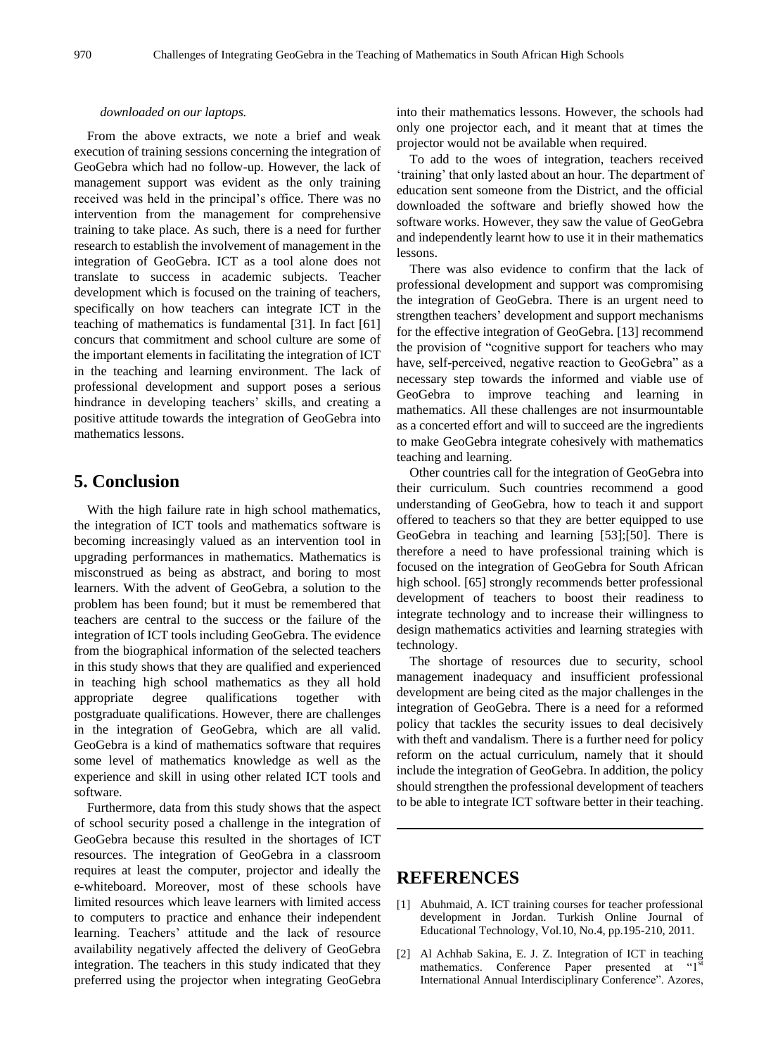*downloaded on our laptops.*

From the above extracts, we note a brief and weak execution of training sessions concerning the integration of GeoGebra which had no follow-up. However, the lack of management support was evident as the only training received was held in the principal's office. There was no intervention from the management for comprehensive training to take place. As such, there is a need for further research to establish the involvement of management in the integration of GeoGebra. ICT as a tool alone does not translate to success in academic subjects. Teacher development which is focused on the training of teachers, specifically on how teachers can integrate ICT in the teaching of mathematics is fundamental [31]. In fact [61] concurs that commitment and school culture are some of the important elements in facilitating the integration of ICT in the teaching and learning environment. The lack of professional development and support poses a serious hindrance in developing teachers' skills, and creating a positive attitude towards the integration of GeoGebra into mathematics lessons.

## 5. Conclusion

With the high failure rate in high school mathematics, the integration of ICT tools and mathematics software is becoming increasingly valued as an intervention tool in upgrading performances in mathematics. Mathematics is misconstrued as being as abstract, and boring to most learners. With the advent of GeoGebra, a solution to the problem has been found; but it must be remembered that teachers are central to the success or the failure of the integration of ICT tools including GeoGebra. The evidence from the biographical information of the selected teachers in this study shows that they are qualified and experienced in teaching high school mathematics as they all hold appropriate degree qualifications together with postgraduate qualifications. However, there are challenges in the integration of GeoGebra, which are all valid. GeoGebra is a kind of mathematics software that requires some level of mathematics knowledge as well as the experience and skill in using other related ICT tools and software.

Furthermore, data from this study shows that the aspect of school security posed a challenge in the integration of GeoGebra because this resulted in the shortages of ICT resources. The integration of GeoGebra in a classroom requires at least the computer, projector and ideally the e-whiteboard. Moreover, most of these schools have limited resources which leave learners with limited access to computers to practice and enhance their independent learning. Teachers' attitude and the lack of resource availability negatively affected the delivery of GeoGebra integration. The teachers in this study indicated that they preferred using the projector when integrating GeoGebra into their mathematics lessons. However, the schools had only one projector each, and it meant that at times the projector would not be available when required.

To add to the woes of integration, teachers received 'training' that only lasted about an hour. The department of education sent someone from the District, and the official downloaded the software and briefly showed how the software works. However, they saw the value of GeoGebra and independently learnt how to use it in their mathematics lessons.

There was also evidence to confirm that the lack of professional development and support was compromising the integration of GeoGebra. There is an urgent need to strengthen teachers' development and support mechanisms for the effective integration of GeoGebra. [13] recommend the provision of "cognitive support for teachers who may have, self-perceived, negative reaction to GeoGebra" as a necessary step towards the informed and viable use of GeoGebra to improve teaching and learning in mathematics. All these challenges are not insurmountable as a concerted effort and will to succeed are the ingredients to make GeoGebra integrate cohesively with mathematics teaching and learning.

Other countries call for the integration of GeoGebra into their curriculum. Such countries recommend a good understanding of GeoGebra, how to teach it and support offered to teachers so that they are better equipped to use GeoGebra in teaching and learning [53];[50]. There is therefore a need to have professional training which is focused on the integration of GeoGebra for South African high school. [65] strongly recommends better professional development of teachers to boost their readiness to integrate technology and to increase their willingness to design mathematics activities and learning strategies with technology.

The shortage of resources due to security, school management inadequacy and insufficient professional development are being cited as the major challenges in the integration of GeoGebra. There is a need for a reformed policy that tackles the security issues to deal decisively with theft and vandalism. There is a further need for policy reform on the actual curriculum, namely that it should include the integration of GeoGebra. In addition, the policy should strengthen the professional development of teachers to be able to integrate ICT software better in their teaching.

## REFERENCES

[1] Abuhmaid, A. ICT training courses for teacher professional development in Jordan. Turkish Online Journal of Educational Technology, Vol.10, No.4, pp.195-210, 2011.

[2] Al Achhab Sakina, E. J. Z. Integration of ICT in teaching mathematics. Conference Paper presented at "1st International Annual Interdisciplinary Conference". Azores,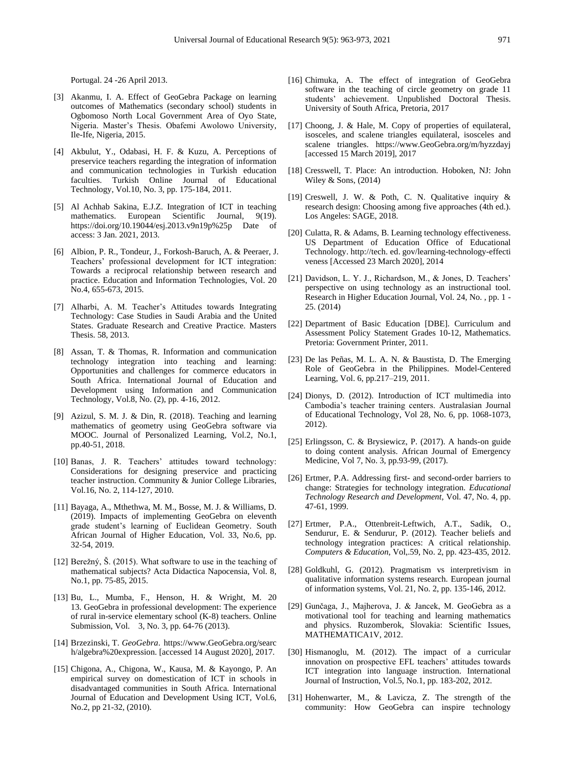Portugal. 24 -26 April 2013.

[3] Akanmu, I. A. Effect of GeoGebra Package on learning outcomes of Mathematics (secondary school) students in Ogbomoso North Local Government Area of Oyo State, Nigeria. Master's Thesis. Obafemi Awolowo University, Ile-Ife, Nigeria, 2015.

[4] Akbulut, Y., Odabasi, H. F. & Kuzu, A. Perceptions of preservice teachers regarding the integration of information and communication technologies in Turkish education faculties. Turkish Online Journal of Educational Technology, Vol.10, No. 3, pp. 175-184, 2011.

[5] Al Achhab Sakina, E.J.Z. Integration of ICT in teaching mathematics. European Scientific Journal, 9(19). https://doi.org/10.19044/esj.2013.v9n19p%25p Date of access: 3 Jan. 2021, 2013.

[6] Albion, P. R., Tondeur, J., Forkosh-Baruch, A. & Peeraer, J. Teachers' professional development for ICT integration: Towards a reciprocal relationship between research and practice. Education and Information Technologies, Vol. 20 No.4, 655-673, 2015.

[7] Alharbi, A. M. Teacher's Attitudes towards Integrating Technology: Case Studies in Saudi Arabia and the United States. Graduate Research and Creative Practice. Masters Thesis. 58, 2013.

[8] Assan, T. & Thomas, R. Information and communication technology integration into teaching and learning: Opportunities and challenges for commerce educators in South Africa. International Journal of Education and Development using Information and Communication Technology, Vol.8, No. (2), pp. 4-16, 2012.

[9] Azizul, S. M. J. & Din, R. (2018). Teaching and learning mathematics of geometry using GeoGebra software via MOOC. Journal of Personalized Learning, Vol.2, No.1, pp.40-51, 2018.

[10] Banas, J. R. Teachers' attitudes toward technology: Considerations for designing preservice and practicing teacher instruction. Community & Junior College Libraries, Vol.16, No. 2, 114-127, 2010.

[11] Bayaga, A., Mthethwa, M. M., Bosse, M. J. & Williams, D. (2019). Impacts of implementing GeoGebra on eleventh grade student's learning of Euclidean Geometry. South African Journal of Higher Education, Vol. 33, No.6, pp. 32-54, 2019.

[12] Bereżný, Š. (2015). What software to use in the teaching of mathematical subjects? Acta Didactica Napocensia, Vol. 8, No.1, pp. 75-85, 2015.

[13] Bu, L., Mumba, F., Henson, H. & Wright, M. 20 13. GeoGebra in professional development: The experience of rural in-service elementary school (K-8) teachers. Online Submission, Vol. 3, No. 3, pp. 64-76 (2013).

[14] Brzezinski, T. *GeoGebra*. https://www.GeoGebra.org/search/algebra%20expression. [accessed 14 August 2020], 2017.

[15] Chigona, A., Chigona, W., Kausa, M. & Kayongo, P. An empirical survey on domestication of ICT in schools in disadvantaged communities in South Africa. International Journal of Education and Development Using ICT, Vol.6, No.2, pp 21-32, (2010).

[16] Chimuka, A. The effect of integration of GeoGebra software in the teaching of circle geometry on grade 11 students' achievement. Unpublished Doctoral Thesis. University of South Africa, Pretoria, 2017

[17] Choong, J. & Hale, M. Copy of properties of equilateral, isosceles, and scalene triangles equilateral, isosceles and scalene triangles. https://www.GeoGebra.org/m/hyzzdayj [accessed 15 March 2019], 2017

[18] Cresswell, T. Place: An introduction. Hoboken, NJ: John Wiley & Sons, (2014)

[19] Creswell, J. W. & Poth, C. N. Qualitative inquiry & research design: Choosing among five approaches (4th ed.). Los Angeles: SAGE, 2018.

[20] Culatta, R. & Adams, B. Learning technology effectiveness. US Department of Education Office of Educational Technology. http://tech. ed. gov/learning-technology-effectiveness [Accessed 23 March 2020], 2014

[21] Davidson, L. Y. J., Richardson, M., & Jones, D. Teachers' perspective on using technology as an instructional tool. Research in Higher Education Journal, Vol. 24, No. , pp. 1 - 25. (2014)

[22] Department of Basic Education [DBE]. Curriculum and Assessment Policy Statement Grades 10-12, Mathematics. Pretoria: Government Printer, 2011.

[23] De las Peñas, M. L. A. N. & Baustista, D. The Emerging Role of GeoGebra in the Philippines. Model-Centered Learning, Vol. 6, pp.217–219, 2011.

[24] Dionys, D. (2012). Introduction of ICT multimedia into Cambodia's teacher training centers. Australasian Journal of Educational Technology, Vol 28, No. 6, pp. 1068-1073, 2012).

[25] Erlingsson, C. & Brysiewicz, P. (2017). A hands-on guide to doing content analysis. African Journal of Emergency Medicine, Vol 7, No. 3, pp.93-99, (2017).

[26] Ertmer, P.A. Addressing first- and second-order barriers to change: Strategies for technology integration. *Educational Technology Research and Development*, Vol. 47, No. 4, pp. 47-61, 1999.

[27] Ertmer, P.A., Ottenbreit-Leftwich, A.T., Sadik, O., Sendurur, E. & Sendurur, P. (2012). Teacher beliefs and technology integration practices: A critical relationship. *Computers & Education*, Vol,.59, No. 2, pp. 423-435, 2012.

[28] Goldkuhl, G. (2012). Pragmatism vs interpretivism in qualitative information systems research. European journal of information systems, Vol. 21, No. 2, pp. 135-146, 2012.

[29] Gunčaga, J., Majherova, J. & Jancek, M. GeoGebra as a motivational tool for teaching and learning mathematics and physics. Ruzomberok, Slovakia: Scientific Issues, MATHEMATICA1V, 2012.

[30] Hismanoglu, M. (2012). The impact of a curricular innovation on prospective EFL teachers' attitudes towards ICT integration into language instruction. International Journal of Instruction, Vol.5, No.1, pp. 183-202, 2012.

[31] Hohenwarter, M., & Lavicza, Z. The strength of the community: How GeoGebra can inspire technology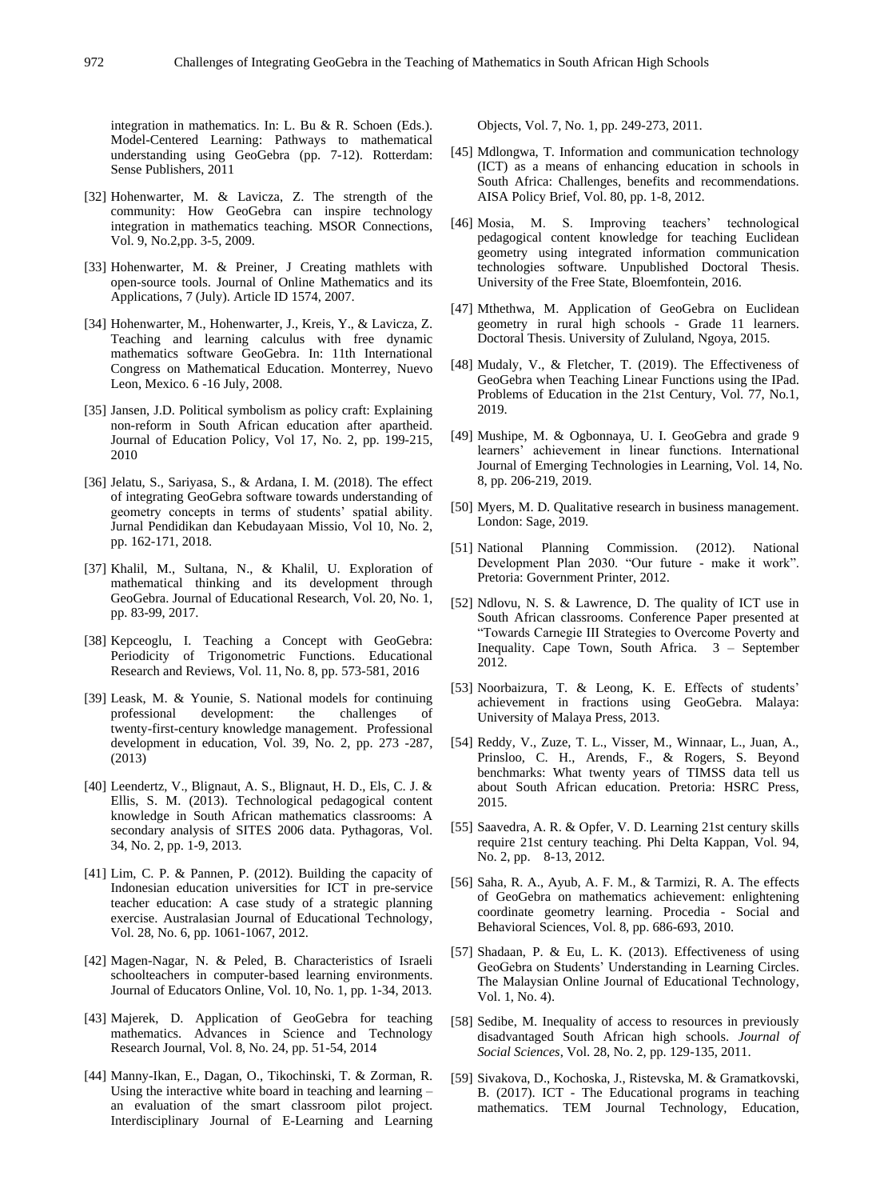integration in mathematics. In: L. Bu & R. Schoen (Eds.). Model-Centered Learning: Pathways to mathematical understanding using GeoGebra (pp. 7-12). Rotterdam: Sense Publishers, 2011

[32] Hohenwarter, M. & Lavicza, Z. The strength of the community: How GeoGebra can inspire technology integration in mathematics teaching. MSOR Connections, Vol. 9, No.2,pp. 3-5, 2009.

[33] Hohenwarter, M. & Preiner, J Creating mathlets with open-source tools. Journal of Online Mathematics and its Applications, 7 (July). Article ID 1574, 2007.

[34] Hohenwarter, M., Hohenwarter, J., Kreis, Y., & Lavicza, Z. Teaching and learning calculus with free dynamic mathematics software GeoGebra. In: 11th International Congress on Mathematical Education. Monterrey, Nuevo Leon, Mexico. 6 -16 July, 2008.

[35] Jansen, J.D. Political symbolism as policy craft: Explaining non-reform in South African education after apartheid. Journal of Education Policy, Vol 17, No. 2, pp. 199-215, 2010

[36] Jelatu, S., Sariyasa, S., & Ardana, I. M. (2018). The effect of integrating GeoGebra software towards understanding of geometry concepts in terms of students' spatial ability. Jurnal Pendidikan dan Kebudayaan Missio, Vol 10, No. 2, pp. 162-171, 2018.

[37] Khalil, M., Sultana, N., & Khalil, U. Exploration of mathematical thinking and its development through GeoGebra. Journal of Educational Research, Vol. 20, No. 1, pp. 83-99, 2017.

[38] Kepceoglu, I. Teaching a Concept with GeoGebra: Periodicity of Trigonometric Functions. Educational Research and Reviews, Vol. 11, No. 8, pp. 573-581, 2016

[39] Leask, M. & Younie, S. National models for continuing professional development: the challenges of twenty-first-century knowledge management. Professional development in education, Vol. 39, No. 2, pp. 273 -287, (2013)

[40] Leendertz, V., Blignaut, A. S., Blignaut, H. D., Els, C. J. & Ellis, S. M. (2013). Technological pedagogical content knowledge in South African mathematics classrooms: A secondary analysis of SITES 2006 data. Pythagoras, Vol. 34, No. 2, pp. 1-9, 2013.

[41] Lim, C. P. & Pannen, P. (2012). Building the capacity of Indonesian education universities for ICT in pre-service teacher education: A case study of a strategic planning exercise. Australasian Journal of Educational Technology, Vol. 28, No. 6, pp. 1061-1067, 2012.

[42] Magen-Nagar, N. & Peled, B. Characteristics of Israeli schoolteachers in computer-based learning environments. Journal of Educators Online, Vol. 10, No. 1, pp. 1-34, 2013.

[43] Majerek, D. Application of GeoGebra for teaching mathematics. Advances in Science and Technology Research Journal, Vol. 8, No. 24, pp. 51-54, 2014

[44] Manny-Ikan, E., Dagan, O., Tikochinski, T. & Zorman, R. Using the interactive white board in teaching and learning – an evaluation of the smart classroom pilot project. Interdisciplinary Journal of E-Learning and Learning Objects, Vol. 7, No. 1, pp. 249-273, 2011.

[45] Mdlongwa, T. Information and communication technology (ICT) as a means of enhancing education in schools in South Africa: Challenges, benefits and recommendations. AISA Policy Brief, Vol. 80, pp. 1-8, 2012.

[46] Mosia, M. S. Improving teachers' technological pedagogical content knowledge for teaching Euclidean geometry using integrated information communication technologies software. Unpublished Doctoral Thesis. University of the Free State, Bloemfontein, 2016.

[47] Mthethwa, M. Application of GeoGebra on Euclidean geometry in rural high schools - Grade 11 learners. Doctoral Thesis. University of Zululand, Ngoya, 2015.

[48] Mudaly, V., & Fletcher, T. (2019). The Effectiveness of GeoGebra when Teaching Linear Functions using the IPad. Problems of Education in the 21st Century, Vol. 77, No.1, 2019.

[49] Mushipe, M. & Ogbonnaya, U. I. GeoGebra and grade 9 learners' achievement in linear functions. International Journal of Emerging Technologies in Learning, Vol. 14, No. 8, pp. 206-219, 2019.

[50] Myers, M. D. Qualitative research in business management. London: Sage, 2019.

[51] National Planning Commission. (2012). National Development Plan 2030. "Our future - make it work". Pretoria: Government Printer, 2012.

[52] Ndlovu, N. S. & Lawrence, D. The quality of ICT use in South African classrooms. Conference Paper presented at "Towards Carnegie III Strategies to Overcome Poverty and Inequality. Cape Town, South Africa. 3 – September 2012.

[53] Noorbaizura, T. & Leong, K. E. Effects of students' achievement in fractions using GeoGebra. Malaya: University of Malaya Press, 2013.

[54] Reddy, V., Zuze, T. L., Visser, M., Winnaar, L., Juan, A., Prinsloo, C. H., Arends, F., & Rogers, S. Beyond benchmarks: What twenty years of TIMSS data tell us about South African education. Pretoria: HSRC Press, 2015.

[55] Saavedra, A. R. & Opfer, V. D. Learning 21st century skills require 21st century teaching. Phi Delta Kappan, Vol. 94, No. 2, pp. 8-13, 2012.

[56] Saha, R. A., Ayub, A. F. M., & Tarmizi, R. A. The effects of GeoGebra on mathematics achievement: enlightening coordinate geometry learning. Procedia - Social and Behavioral Sciences, Vol. 8, pp. 686-693, 2010.

[57] Shadaan, P. & Eu, L. K. (2013). Effectiveness of using GeoGebra on Students' Understanding in Learning Circles. The Malaysian Online Journal of Educational Technology, Vol. 1, No. 4).

[58] Sedibe, M. Inequality of access to resources in previously disadvantaged South African high schools. *Journal of Social Sciences*, Vol. 28, No. 2, pp. 129-135, 2011.

[59] Sivakova, D., Kochoska, J., Ristevska, M. & Gramatkovski, B. (2017). ICT - The Educational programs in teaching mathematics. TEM Journal Technology, Education,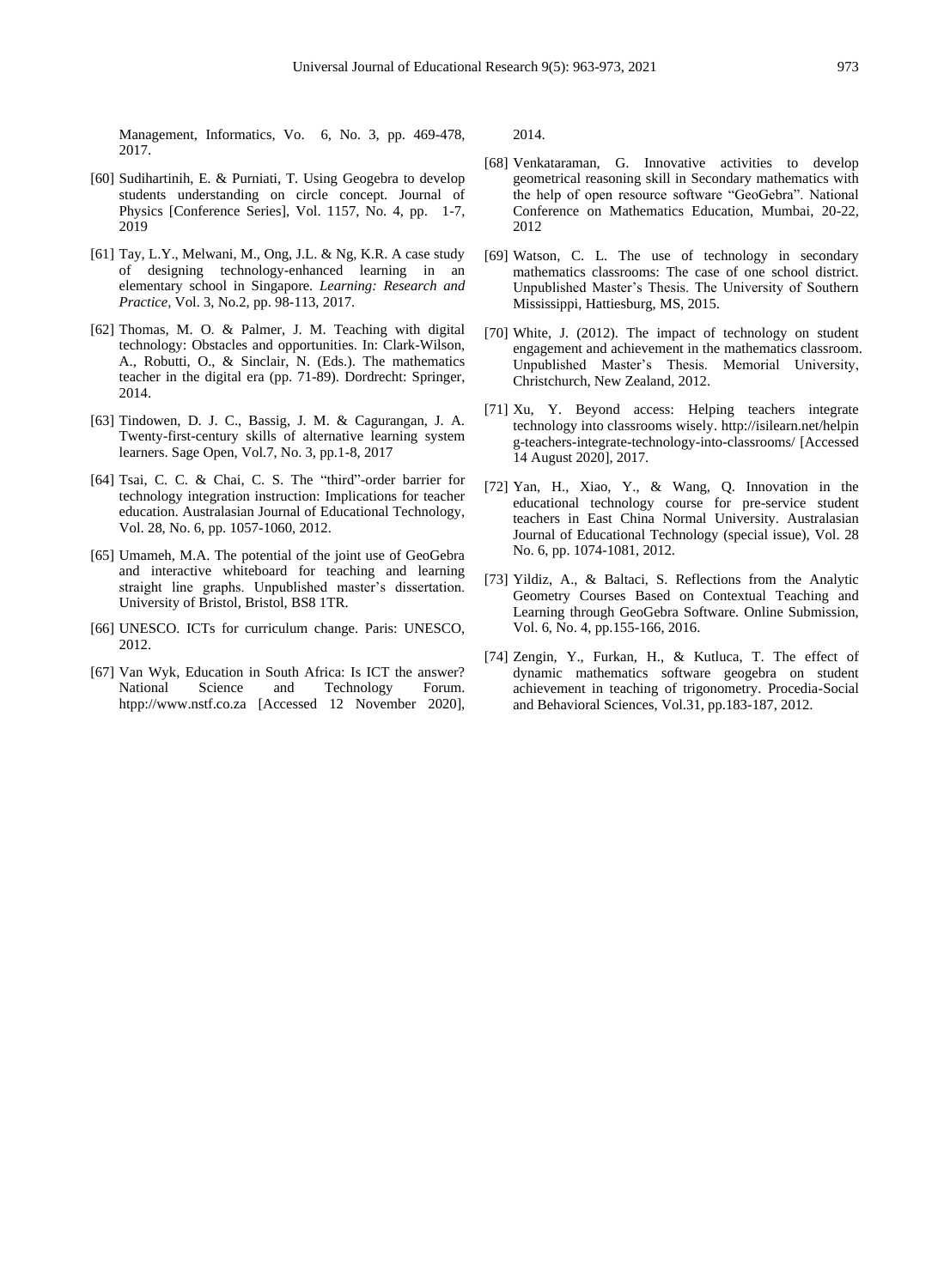Management, Informatics, Vo. 6, No. 3, pp. 469-478, 2017.

[60] Sudihartinih, E. & Purniati, T. Using Geogebra to develop students understanding on circle concept. Journal of Physics [Conference Series], Vol. 1157, No. 4, pp. 1-7, 2019

[61] Tay, L.Y., Melwani, M., Ong, J.L. & Ng, K.R. A case study of designing technology-enhanced learning in an elementary school in Singapore. *Learning: Research and Practice*, Vol. 3, No.2, pp. 98-113, 2017.

[62] Thomas, M. O. & Palmer, J. M. Teaching with digital technology: Obstacles and opportunities. In: Clark-Wilson, A., Robutti, O., & Sinclair, N. (Eds.). The mathematics teacher in the digital era (pp. 71-89). Dordrecht: Springer, 2014.

[63] Tindowen, D. J. C., Bassig, J. M. & Cagurangan, J. A. Twenty-first-century skills of alternative learning system learners. Sage Open, Vol.7, No. 3, pp.1-8, 2017

[64] Tsai, C. C. & Chai, C. S. The "third"-order barrier for technology integration instruction: Implications for teacher education. Australasian Journal of Educational Technology, Vol. 28, No. 6, pp. 1057-1060, 2012.

[65] Umameh, M.A. The potential of the joint use of GeoGebra and interactive whiteboard for teaching and learning straight line graphs. Unpublished master's dissertation. University of Bristol, Bristol, BS8 1TR.

[66] UNESCO. ICTs for curriculum change. Paris: UNESCO, 2012.

[67] Van Wyk, Education in South Africa: Is ICT the answer? National Science and Technology Forum. htpp://www.nstf.co.za [Accessed 12 November 2020], 2014.

[68] Venkataraman, G. Innovative activities to develop geometrical reasoning skill in Secondary mathematics with the help of open resource software "GeoGebra". National Conference on Mathematics Education, Mumbai, 20-22, 2012

[69] Watson, C. L. The use of technology in secondary mathematics classrooms: The case of one school district. Unpublished Master's Thesis. The University of Southern Mississippi, Hattiesburg, MS, 2015.

[70] White, J. (2012). The impact of technology on student engagement and achievement in the mathematics classroom. Unpublished Master's Thesis. Memorial University, Christchurch, New Zealand, 2012.

[71] Xu, Y. Beyond access: Helping teachers integrate technology into classrooms wisely. http://isilearn.net/helping-teachers-integrate-technology-into-classrooms/ [Accessed 14 August 2020], 2017.

[72] Yan, H., Xiao, Y., & Wang, Q. Innovation in the educational technology course for pre-service student teachers in East China Normal University. Australasian Journal of Educational Technology (special issue), Vol. 28 No. 6, pp. 1074-1081, 2012.

[73] Yildiz, A., & Baltaci, S. Reflections from the Analytic Geometry Courses Based on Contextual Teaching and Learning through GeoGebra Software. Online Submission, Vol. 6, No. 4, pp.155-166, 2016.

[74] Zengin, Y., Furkan, H., & Kutluca, T. The effect of dynamic mathematics software geogebra on student achievement in teaching of trigonometry. Procedia-Social and Behavioral Sciences, Vol.31, pp.183-187, 2012.